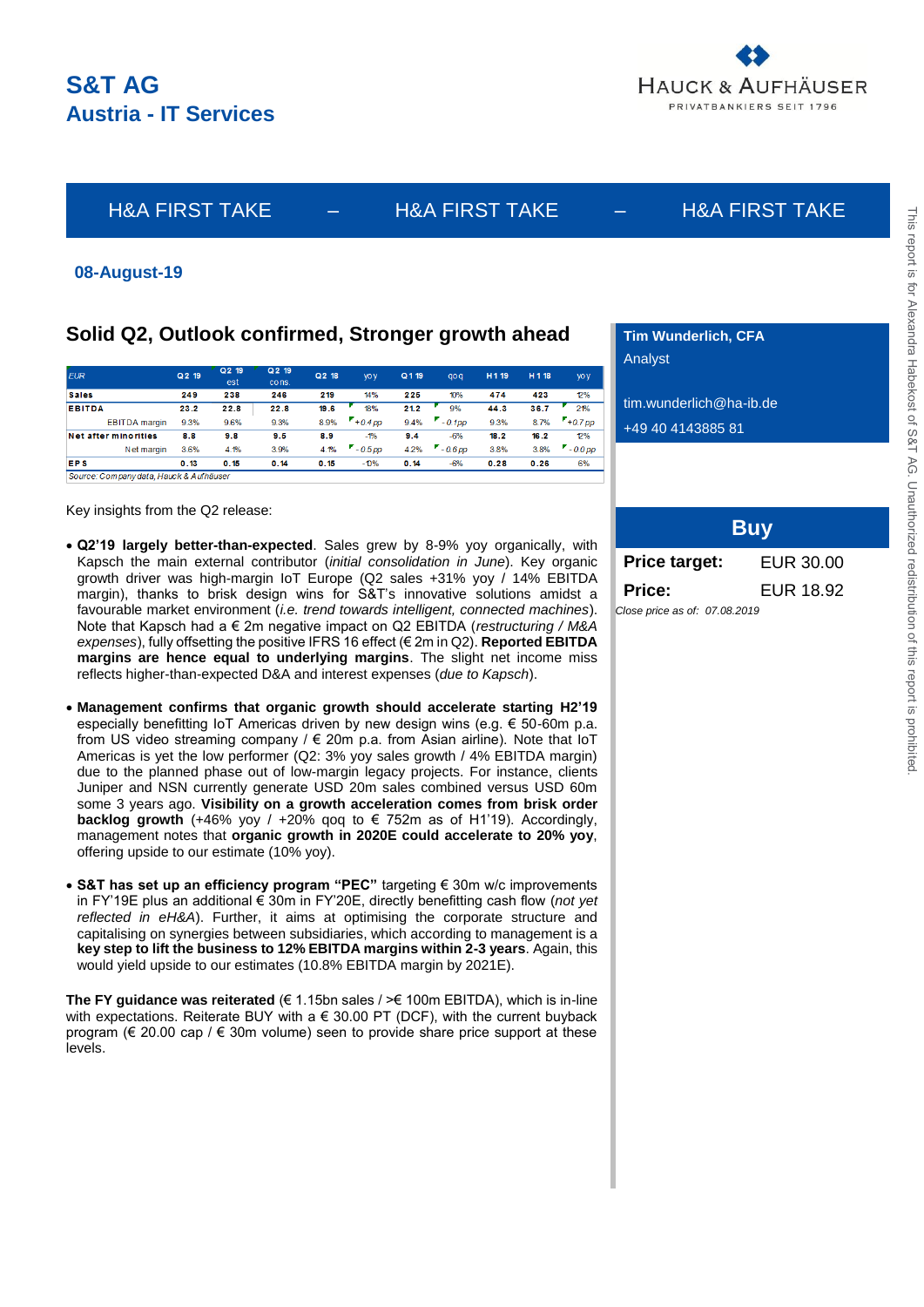# S&T AG
## Austria - IT Services

HAUCK & AUFHÄUSER
PRIVATBANKIERS SEIT 1796

H&A FIRST TAKE – H&A FIRST TAKE – H&A FIRST TAKE

**08-August-19**

## Solid Q2, Outlook confirmed, Stronger growth ahead

| EUR | Q2 19 | Q2 19 est | Q2 19 cons. | Q2 18 | yoy | Q1 19 | qoq | H1 19 | H1 18 | yoy |
|---|---|---|---|---|---|---|---|---|---|---|
| Sales | 249 | 238 | 246 | 219 | 14% | 225 | 10% | 474 | 423 | 12% |
| EBITDA | 23.2 | 22.8 | 22.8 | 19.6 | 18% | 21.2 | 9% | 44.3 | 36.7 | 21% |
| EBITDA margin | 9.3% | 9.6% | 9.3% | 8.9% | +0.4 pp | 9.4% | -0.1 pp | 9.3% | 8.7% | +0.7 pp |
| Net after minorities | 8.8 | 9.8 | 9.5 | 8.9 | -1% | 9.4 | -6% | 18.2 | 16.2 | 12% |
| Net margin | 3.6% | 4.1% | 3.9% | 4.1% | -0.5 pp | 4.2% | -0.6 pp | 3.8% | 3.8% | -0.0 pp |
| EPS | 0.13 | 0.15 | 0.14 | 0.15 | -10% | 0.14 | -6% | 0.28 | 0.26 | 6% |

Source: Company data, Hauck & Aufhäuser

Key insights from the Q2 release:

- **Q2'19 largely better-than-expected**. Sales grew by 8-9% yoy organically, with Kapsch the main external contributor (*initial consolidation in June*). Key organic growth driver was high-margin IoT Europe (Q2 sales +31% yoy / 14% EBITDA margin), thanks to brisk design wins for S&T's innovative solutions amidst a favourable market environment (*i.e. trend towards intelligent, connected machines*). Note that Kapsch had a € 2m negative impact on Q2 EBITDA (*restructuring / M&A expenses*), fully offsetting the positive IFRS 16 effect (€ 2m in Q2). **Reported EBITDA margins are hence equal to underlying margins**. The slight net income miss reflects higher-than-expected D&A and interest expenses (*due to Kapsch*).

- **Management confirms that organic growth should accelerate starting H2'19** especially benefitting IoT Americas driven by new design wins (e.g. € 50-60m p.a. from US video streaming company / € 20m p.a. from Asian airline). Note that IoT Americas is yet the low performer (Q2: 3% yoy sales growth / 4% EBITDA margin) due to the planned phase out of low-margin legacy projects. For instance, clients Juniper and NSN currently generate USD 20m sales combined versus USD 60m some 3 years ago. **Visibility on a growth acceleration comes from brisk order backlog growth** (+46% yoy / +20% qoq to € 752m as of H1'19). Accordingly, management notes that **organic growth in 2020E could accelerate to 20% yoy**, offering upside to our estimate (10% yoy).

- **S&T has set up an efficiency program "PEC"** targeting € 30m w/c improvements in FY'19E plus an additional € 30m in FY'20E, directly benefitting cash flow (*not yet reflected in eH&A*). Further, it aims at optimising the corporate structure and capitalising on synergies between subsidiaries, which according to management is a **key step to lift the business to 12% EBITDA margins within 2-3 years**. Again, this would yield upside to our estimates (10.8% EBITDA margin by 2021E).

**The FY guidance was reiterated** (€ 1.15bn sales / >€ 100m EBITDA), which is in-line with expectations. Reiterate BUY with a € 30.00 PT (DCF), with the current buyback program (€ 20.00 cap / € 30m volume) seen to provide share price support at these levels.

**Tim Wunderlich, CFA**
Analyst

tim.wunderlich@ha-ib.de
+49 40 4143885 81

**Buy**

| | |
|---|---|
| **Price target:** | EUR 30.00 |
| **Price:** | EUR 18.92 |

*Close price as of: 07.08.2019*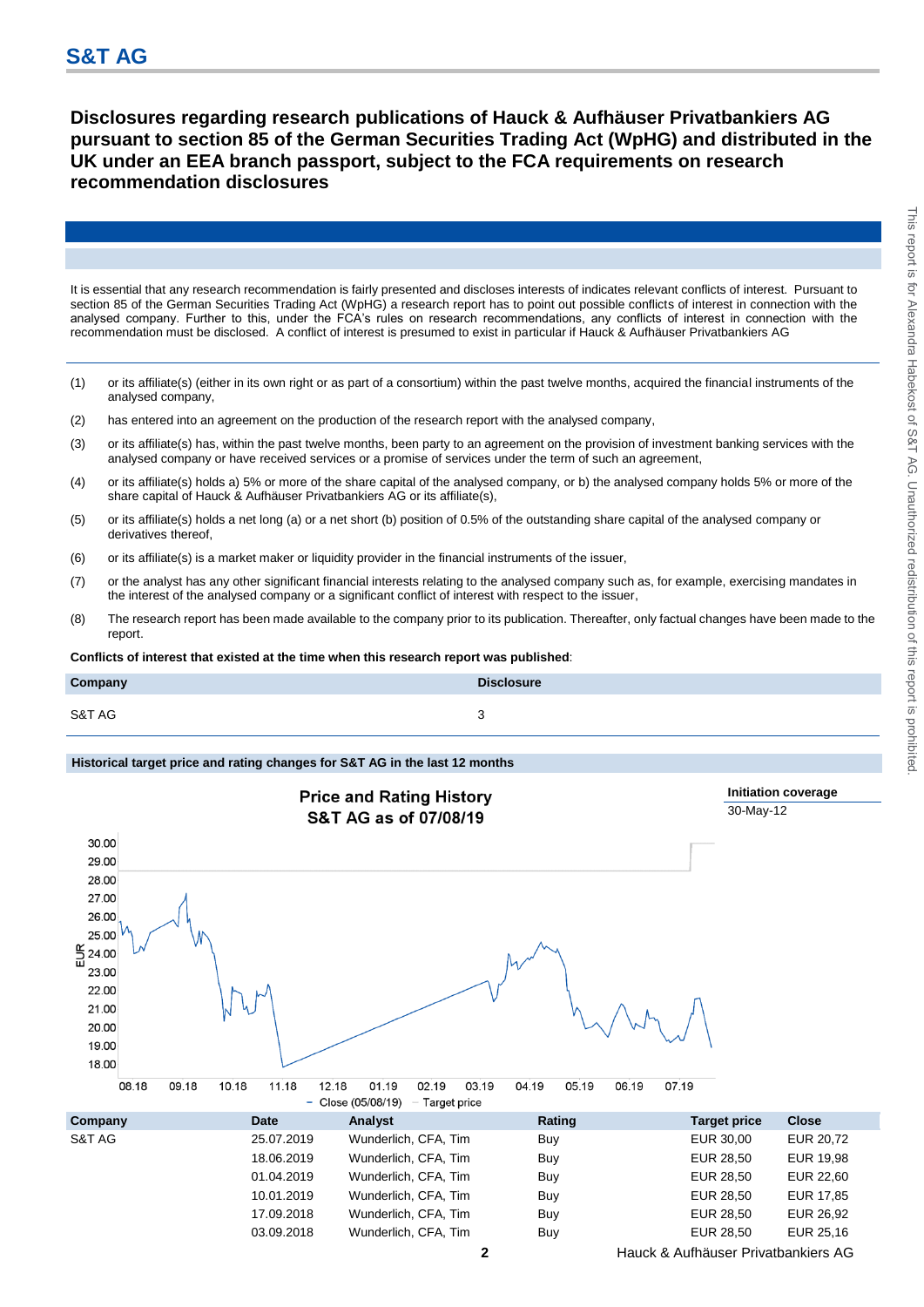## S&T AG

# Disclosures regarding research publications of Hauck & Aufhäuser Privatbankiers AG pursuant to section 85 of the German Securities Trading Act (WpHG) and distributed in the UK under an EEA branch passport, subject to the FCA requirements on research recommendation disclosures

It is essential that any research recommendation is fairly presented and discloses interests of indicates relevant conflicts of interest. Pursuant to section 85 of the German Securities Trading Act (WpHG) a research report has to point out possible conflicts of interest in connection with the analysed company. Further to this, under the FCA's rules on research recommendations, any conflicts of interest in connection with the recommendation must be disclosed. A conflict of interest is presumed to exist in particular if Hauck & Aufhäuser Privatbankiers AG

(1) or its affiliate(s) (either in its own right or as part of a consortium) within the past twelve months, acquired the financial instruments of the analysed company,

(2) has entered into an agreement on the production of the research report with the analysed company,

(3) or its affiliate(s) has, within the past twelve months, been party to an agreement on the provision of investment banking services with the analysed company or have received services or a promise of services under the term of such an agreement,

(4) or its affiliate(s) holds a) 5% or more of the share capital of the analysed company, or b) the analysed company holds 5% or more of the share capital of Hauck & Aufhäuser Privatbankiers AG or its affiliate(s),

(5) or its affiliate(s) holds a net long (a) or a net short (b) position of 0.5% of the outstanding share capital of the analysed company or derivatives thereof,

(6) or its affiliate(s) is a market maker or liquidity provider in the financial instruments of the issuer,

(7) or the analyst has any other significant financial interests relating to the analysed company such as, for example, exercising mandates in the interest of the analysed company or a significant conflict of interest with respect to the issuer,

(8) The research report has been made available to the company prior to its publication. Thereafter, only factual changes have been made to the report.

**Conflicts of interest that existed at the time when this research report was published**:

| Company | Disclosure |
|---|---|
| S&T AG | 3 |

**Historical target price and rating changes for S&T AG in the last 12 months**

**Price and Rating History S&T AG as of 07/08/19**

**Initiation coverage**
30-May-12

| Company | Date | Analyst | Rating | Target price | Close |
|---|---|---|---|---|---|
| S&T AG | 25.07.2019 | Wunderlich, CFA, Tim | Buy | EUR 30,00 | EUR 20,72 |
| | 18.06.2019 | Wunderlich, CFA, Tim | Buy | EUR 28,50 | EUR 19,98 |
| | 01.04.2019 | Wunderlich, CFA, Tim | Buy | EUR 28,50 | EUR 22,60 |
| | 10.01.2019 | Wunderlich, CFA, Tim | Buy | EUR 28,50 | EUR 17,85 |
| | 17.09.2018 | Wunderlich, CFA, Tim | Buy | EUR 28,50 | EUR 26,92 |
| | 03.09.2018 | Wunderlich, CFA, Tim | Buy | EUR 28,50 | EUR 25,16 |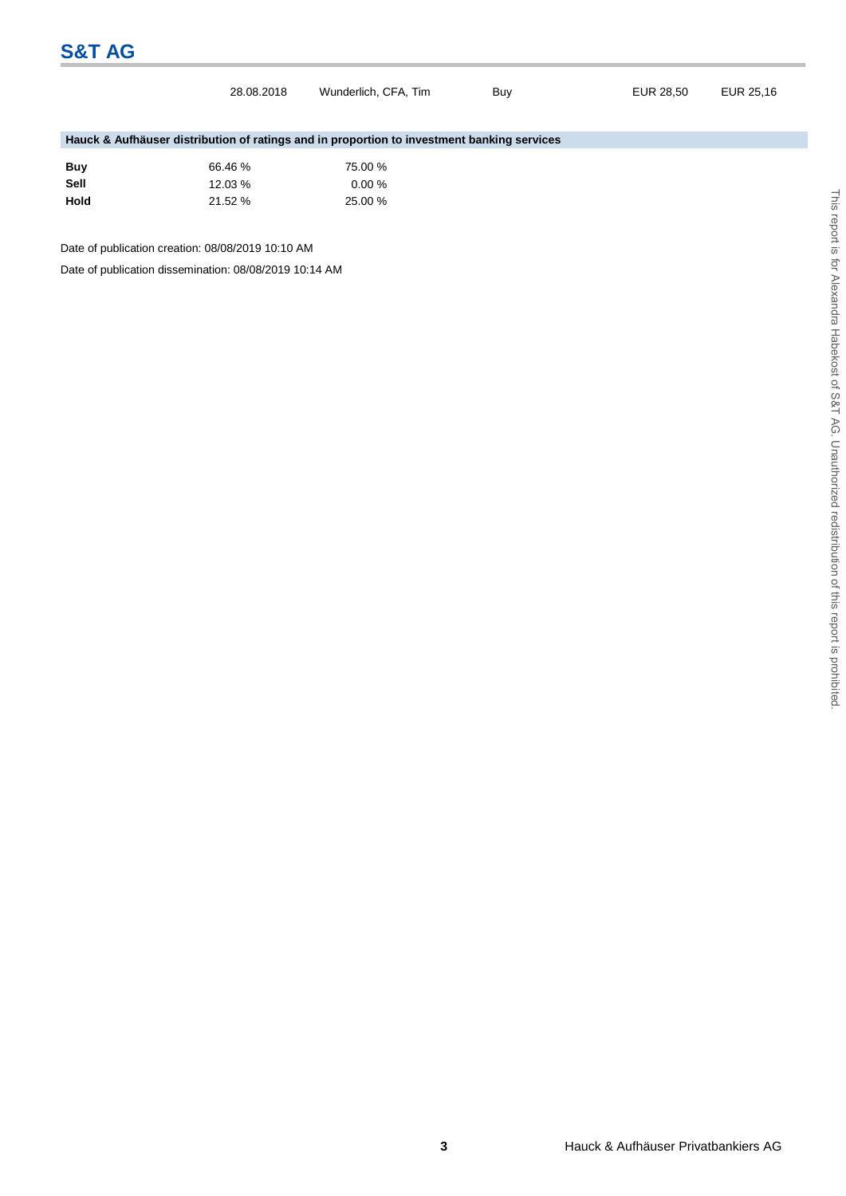| | 28.08.2018 | Wunderlich, CFA, Tim | Buy | EUR 28,50 | EUR 25,16 |
|---|---|---|---|---|---|

**Hauck & Aufhäuser distribution of ratings and in proportion to investment banking services**

| | | |
|---|---|---|
| **Buy** | 66.46 % | 75.00 % |
| **Sell** | 12.03 % | 0.00 % |
| **Hold** | 21.52 % | 25.00 % |

Date of publication creation: 08/08/2019 10:10 AM

Date of publication dissemination: 08/08/2019 10:14 AM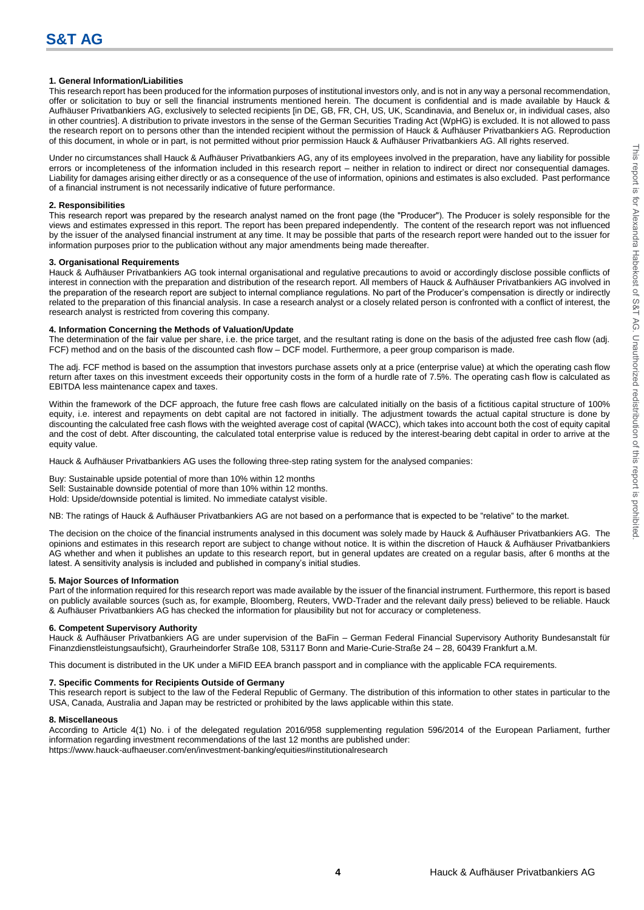# S&T AG

### 1. General Information/Liabilities

This research report has been produced for the information purposes of institutional investors only, and is not in any way a personal recommendation, offer or solicitation to buy or sell the financial instruments mentioned herein. The document is confidential and is made available by Hauck & Aufhäuser Privatbankiers AG, exclusively to selected recipients [in DE, GB, FR, CH, US, UK, Scandinavia, and Benelux or, in individual cases, also in other countries]. A distribution to private investors in the sense of the German Securities Trading Act (WpHG) is excluded. It is not allowed to pass the research report on to persons other than the intended recipient without the permission of Hauck & Aufhäuser Privatbankiers AG. Reproduction of this document, in whole or in part, is not permitted without prior permission Hauck & Aufhäuser Privatbankiers AG. All rights reserved.

Under no circumstances shall Hauck & Aufhäuser Privatbankiers AG, any of its employees involved in the preparation, have any liability for possible errors or incompleteness of the information included in this research report – neither in relation to indirect or direct nor consequential damages. Liability for damages arising either directly or as a consequence of the use of information, opinions and estimates is also excluded. Past performance of a financial instrument is not necessarily indicative of future performance.

### 2. Responsibilities

This research report was prepared by the research analyst named on the front page (the "Producer"). The Producer is solely responsible for the views and estimates expressed in this report. The report has been prepared independently. The content of the research report was not influenced by the issuer of the analysed financial instrument at any time. It may be possible that parts of the research report were handed out to the issuer for information purposes prior to the publication without any major amendments being made thereafter.

### 3. Organisational Requirements

Hauck & Aufhäuser Privatbankiers AG took internal organisational and regulative precautions to avoid or accordingly disclose possible conflicts of interest in connection with the preparation and distribution of the research report. All members of Hauck & Aufhäuser Privatbankiers AG involved in the preparation of the research report are subject to internal compliance regulations. No part of the Producer's compensation is directly or indirectly related to the preparation of this financial analysis. In case a research analyst or a closely related person is confronted with a conflict of interest, the research analyst is restricted from covering this company.

### 4. Information Concerning the Methods of Valuation/Update

The determination of the fair value per share, i.e. the price target, and the resultant rating is done on the basis of the adjusted free cash flow (adj. FCF) method and on the basis of the discounted cash flow – DCF model. Furthermore, a peer group comparison is made.

The adj. FCF method is based on the assumption that investors purchase assets only at a price (enterprise value) at which the operating cash flow return after taxes on this investment exceeds their opportunity costs in the form of a hurdle rate of 7.5%. The operating cash flow is calculated as EBITDA less maintenance capex and taxes.

Within the framework of the DCF approach, the future free cash flows are calculated initially on the basis of a fictitious capital structure of 100% equity, i.e. interest and repayments on debt capital are not factored in initially. The adjustment towards the actual capital structure is done by discounting the calculated free cash flows with the weighted average cost of capital (WACC), which takes into account both the cost of equity capital and the cost of debt. After discounting, the calculated total enterprise value is reduced by the interest-bearing debt capital in order to arrive at the equity value.

Hauck & Aufhäuser Privatbankiers AG uses the following three-step rating system for the analysed companies:

Buy: Sustainable upside potential of more than 10% within 12 months
Sell: Sustainable downside potential of more than 10% within 12 months.
Hold: Upside/downside potential is limited. No immediate catalyst visible.

NB: The ratings of Hauck & Aufhäuser Privatbankiers AG are not based on a performance that is expected to be "relative" to the market.

The decision on the choice of the financial instruments analysed in this document was solely made by Hauck & Aufhäuser Privatbankiers AG. The opinions and estimates in this research report are subject to change without notice. It is within the discretion of Hauck & Aufhäuser Privatbankiers AG whether and when it publishes an update to this research report, but in general updates are created on a regular basis, after 6 months at the latest. A sensitivity analysis is included and published in company's initial studies.

### 5. Major Sources of Information

Part of the information required for this research report was made available by the issuer of the financial instrument. Furthermore, this report is based on publicly available sources (such as, for example, Bloomberg, Reuters, VWD-Trader and the relevant daily press) believed to be reliable. Hauck & Aufhäuser Privatbankiers AG has checked the information for plausibility but not for accuracy or completeness.

### 6. Competent Supervisory Authority

Hauck & Aufhäuser Privatbankiers AG are under supervision of the BaFin – German Federal Financial Supervisory Authority Bundesanstalt für Finanzdienstleistungsaufsicht), Graurheindorfer Straße 108, 53117 Bonn and Marie-Curie-Straße 24 – 28, 60439 Frankfurt a.M.

This document is distributed in the UK under a MiFID EEA branch passport and in compliance with the applicable FCA requirements.

### 7. Specific Comments for Recipients Outside of Germany

This research report is subject to the law of the Federal Republic of Germany. The distribution of this information to other states in particular to the USA, Canada, Australia and Japan may be restricted or prohibited by the laws applicable within this state.

### 8. Miscellaneous

According to Article 4(1) No. i of the delegated regulation 2016/958 supplementing regulation 596/2014 of the European Parliament, further information regarding investment recommendations of the last 12 months are published under:
https://www.hauck-aufhaeuser.com/en/investment-banking/equities#institutionalresearch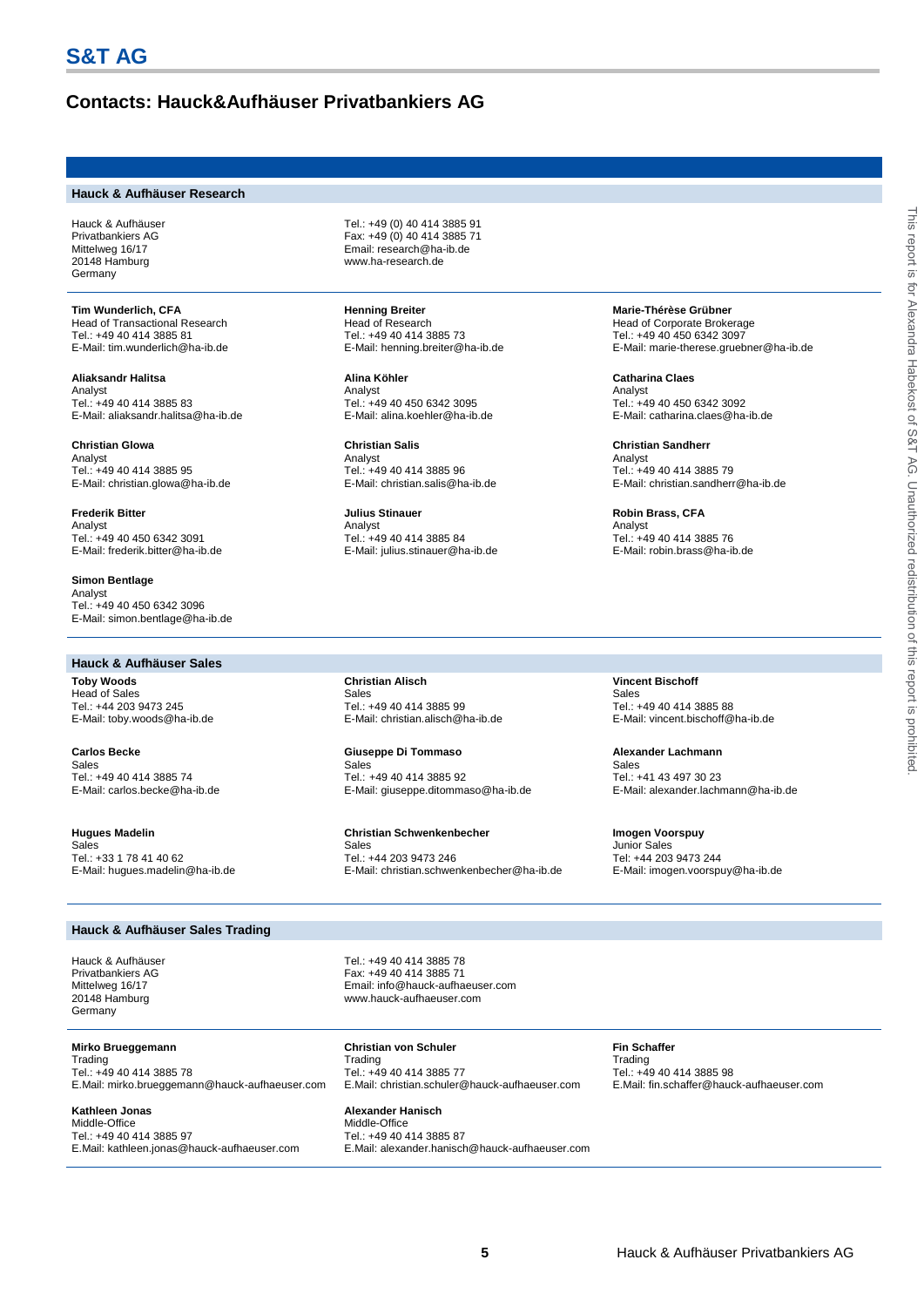# Contacts: Hauck&Aufhäuser Privatbankiers AG

## Hauck & Aufhäuser Research

Hauck & Aufhäuser
Privatbankiers AG
Mittelweg 16/17
20148 Hamburg
Germany

Tel.: +49 (0) 40 414 3885 91
Fax: +49 (0) 40 414 3885 71
Email: research@ha-ib.de
www.ha-research.de

**Tim Wunderlich, CFA**
Head of Transactional Research
Tel.: +49 40 414 3885 81
E-Mail: tim.wunderlich@ha-ib.de

**Henning Breiter**
Head of Research
Tel.: +49 40 414 3885 73
E-Mail: henning.breiter@ha-ib.de

**Marie-Thérèse Grübner**
Head of Corporate Brokerage
Tel.: +49 40 450 6342 3097
E-Mail: marie-therese.gruebner@ha-ib.de

**Aliaksandr Halitsa**
Analyst
Tel.: +49 40 414 3885 83
E-Mail: aliaksandr.halitsa@ha-ib.de

**Alina Köhler**
Analyst
Tel.: +49 40 450 6342 3095
E-Mail: alina.koehler@ha-ib.de

**Catharina Claes**
Analyst
Tel.: +49 40 450 6342 3092
E-Mail: catharina.claes@ha-ib.de

**Christian Glowa**
Analyst
Tel.: +49 40 414 3885 95
E-Mail: christian.glowa@ha-ib.de

**Christian Salis**
Analyst
Tel.: +49 40 414 3885 96
E-Mail: christian.salis@ha-ib.de

**Christian Sandherr**
Analyst
Tel.: +49 40 414 3885 79
E-Mail: christian.sandherr@ha-ib.de

**Frederik Bitter**
Analyst
Tel.: +49 40 450 6342 3091
E-Mail: frederik.bitter@ha-ib.de

**Julius Stinauer**
Analyst
Tel.: +49 40 414 3885 84
E-Mail: julius.stinauer@ha-ib.de

**Robin Brass, CFA**
Analyst
Tel.: +49 40 414 3885 76
E-Mail: robin.brass@ha-ib.de

**Simon Bentlage**
Analyst
Tel.: +49 40 450 6342 3096
E-Mail: simon.bentlage@ha-ib.de

## Hauck & Aufhäuser Sales

**Toby Woods**
Head of Sales
Tel.: +44 203 9473 245
E-Mail: toby.woods@ha-ib.de

**Christian Alisch**
Sales
Tel.: +49 40 414 3885 99
E-Mail: christian.alisch@ha-ib.de

**Vincent Bischoff**
Sales
Tel.: +49 40 414 3885 88
E-Mail: vincent.bischoff@ha-ib.de

**Carlos Becke**
Sales
Tel.: +49 40 414 3885 74
E-Mail: carlos.becke@ha-ib.de

**Giuseppe Di Tommaso**
Sales
Tel.: +49 40 414 3885 92
E-Mail: giuseppe.ditommaso@ha-ib.de

**Alexander Lachmann**
Sales
Tel.: +41 43 497 30 23
E-Mail: alexander.lachmann@ha-ib.de

**Hugues Madelin**
Sales
Tel.: +33 1 78 41 40 62
E-Mail: hugues.madelin@ha-ib.de

**Christian Schwenkenbecher**
Sales
Tel.: +44 203 9473 246
E-Mail: christian.schwenkenbecher@ha-ib.de

**Imogen Voorspuy**
Junior Sales
Tel: +44 203 9473 244
E-Mail: imogen.voorspuy@ha-ib.de

## Hauck & Aufhäuser Sales Trading

Hauck & Aufhäuser
Privatbankiers AG
Mittelweg 16/17
20148 Hamburg
Germany

Tel.: +49 40 414 3885 78
Fax: +49 40 414 3885 71
Email: info@hauck-aufhaeuser.com
www.hauck-aufhaeuser.com

**Mirko Brueggemann**
Trading
Tel.: +49 40 414 3885 78
E.Mail: mirko.brueggemann@hauck-aufhaeuser.com

**Christian von Schuler**
Trading
Tel.: +49 40 414 3885 77
E.Mail: christian.schuler@hauck-aufhaeuser.com

**Fin Schaffer**
Trading
Tel.: +49 40 414 3885 98
E.Mail: fin.schaffer@hauck-aufhaeuser.com

**Kathleen Jonas**
Middle-Office
Tel.: +49 40 414 3885 97
E.Mail: kathleen.jonas@hauck-aufhaeuser.com

**Alexander Hanisch**
Middle-Office
Tel.: +49 40 414 3885 87
E.Mail: alexander.hanisch@hauck-aufhaeuser.com